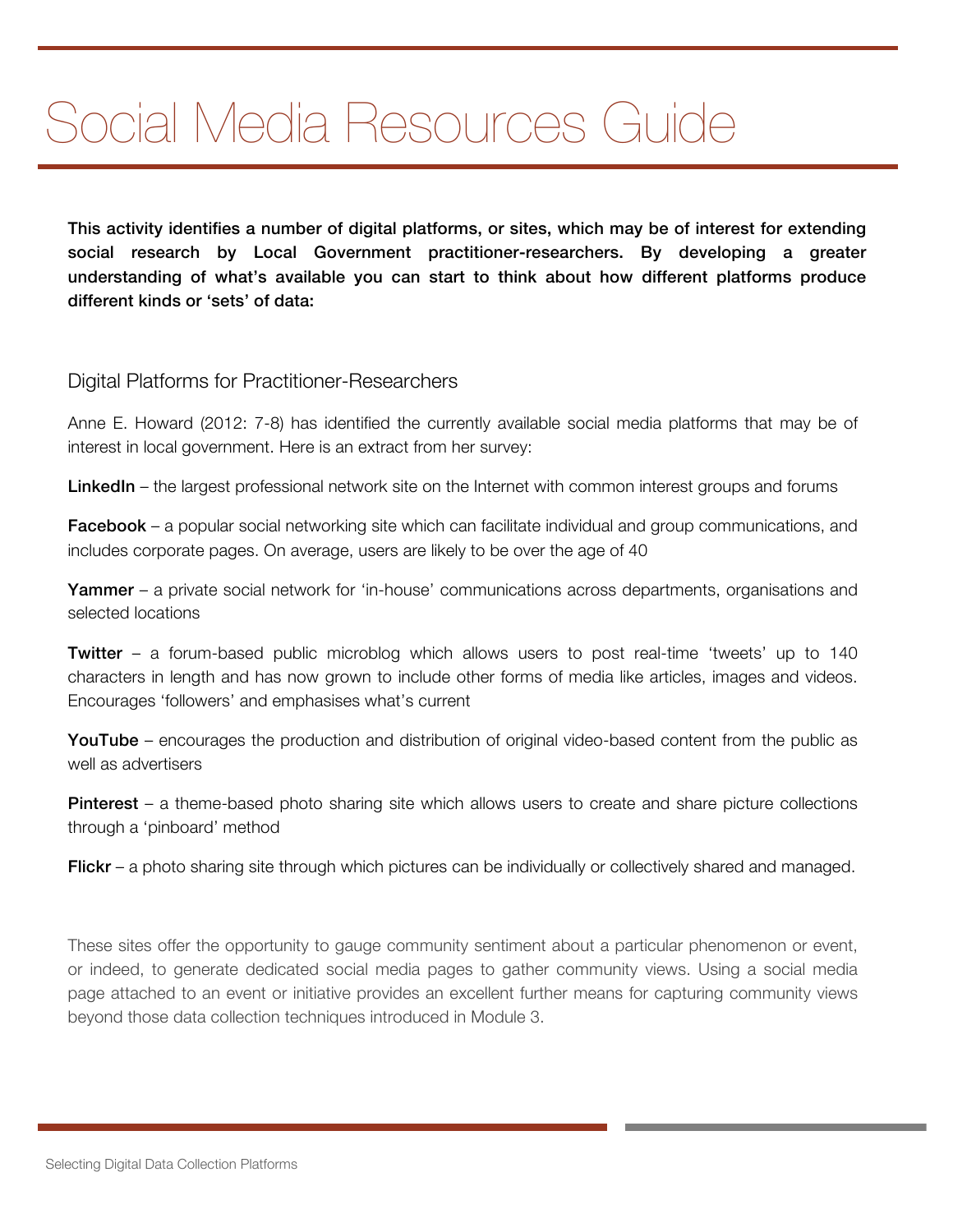# Social Media Resources Guide

**This activity identifies a number of digital platforms, or sites, which may be of interest for extending social research by Local Government practitioner-researchers. By developing a greater understanding of what's available you can start to think about how different platforms produce different kinds or 'sets' of data:**

## Digital Platforms for Practitioner-Researchers

Anne E. Howard (2012: 7-8) has identified the currently available social media platforms that may be of interest in local government. Here is an extract from her survey:

**LinkedIn** – the largest professional network site on the Internet with common interest groups and forums

**Facebook** – a popular social networking site which can facilitate individual and group communications, and includes corporate pages. On average, users are likely to be over the age of 40

**Yammer** – a private social network for 'in-house' communications across departments, organisations and selected locations

**Twitter** – a forum-based public microblog which allows users to post real-time 'tweets' up to 140 characters in length and has now grown to include other forms of media like articles, images and videos. Encourages 'followers' and emphasises what's current

**YouTube** – encourages the production and distribution of original video-based content from the public as well as advertisers

**Pinterest** – a theme-based photo sharing site which allows users to create and share picture collections through a 'pinboard' method

**Flickr** – a photo sharing site through which pictures can be individually or collectively shared and managed.

These sites offer the opportunity to gauge community sentiment about a particular phenomenon or event, or indeed, to generate dedicated social media pages to gather community views. Using a social media page attached to an event or initiative provides an excellent further means for capturing community views beyond those data collection techniques introduced in Module 3.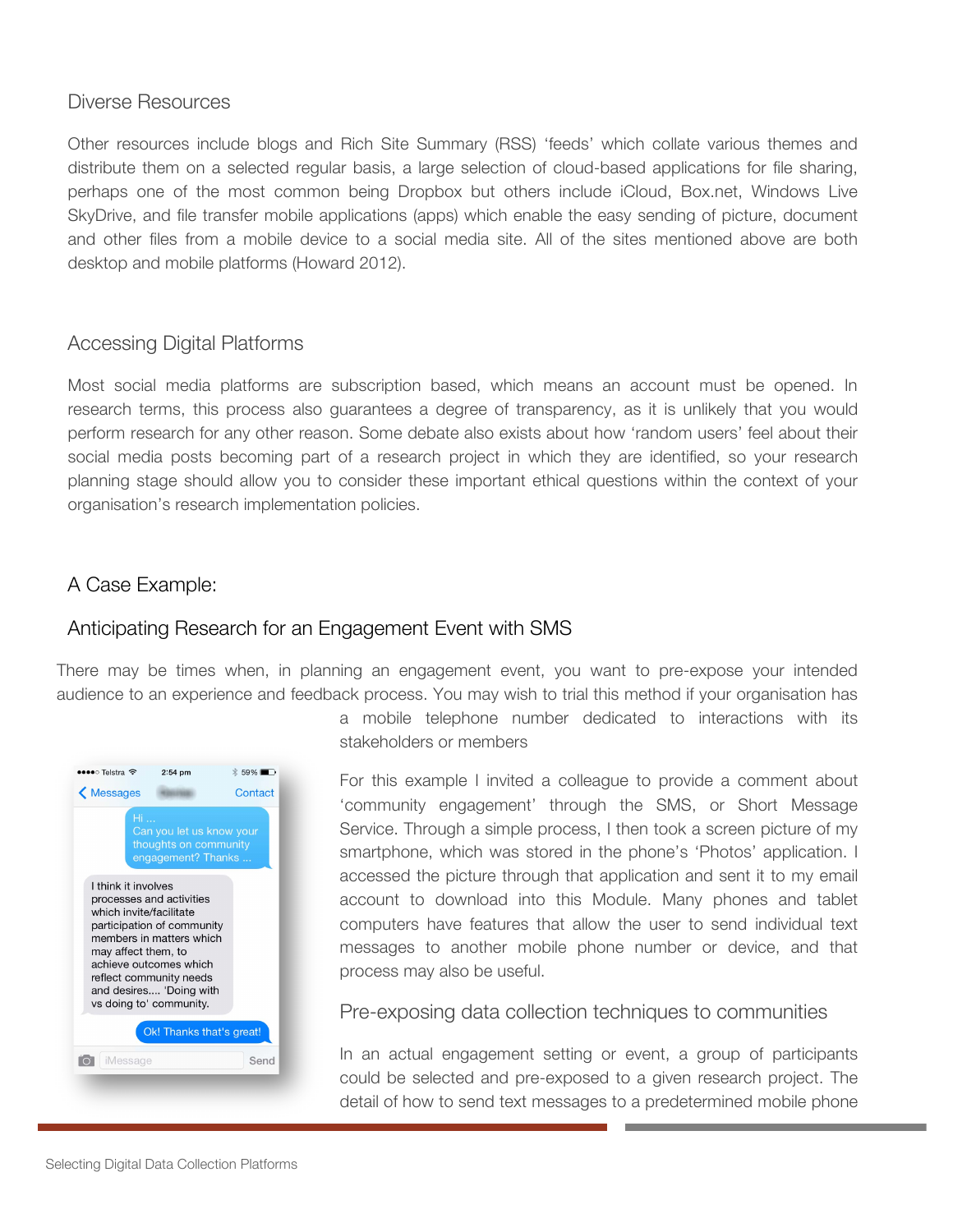## Diverse Resources

Other resources include blogs and Rich Site Summary (RSS) 'feeds' which collate various themes and distribute them on a selected regular basis, a large selection of cloud-based applications for file sharing, perhaps one of the most common being Dropbox but others include iCloud, Box.net, Windows Live SkyDrive, and file transfer mobile applications (apps) which enable the easy sending of picture, document and other files from a mobile device to a social media site. All of the sites mentioned above are both desktop and mobile platforms (Howard 2012).

## Accessing Digital Platforms

Most social media platforms are subscription based, which means an account must be opened. In research terms, this process also guarantees a degree of transparency, as it is unlikely that you would perform research for any other reason. Some debate also exists about how 'random users' feel about their social media posts becoming part of a research project in which they are identified, so your research planning stage should allow you to consider these important ethical questions within the context of your organisation's research implementation policies.

## A Case Example:

### Anticipating Research for an Engagement Event with SMS

There may be times when, in planning an engagement event, you want to pre-expose your intended audience to an experience and feedback process. You may wish to trial this method if your organisation has a mobile telephone number dedicated to interactions with its stakeholders or members

For this example I invited a colleague to provide a comment about 'community engagement' through the SMS, or Short Message Service. Through a simple process, I then took a screen picture of my smartphone, which was stored in the phone's 'Photos' application. I accessed the picture through that application and sent it to my email account to download into this Module. Many phones and tablet computers have features that allow the user to send individual text messages to another mobile phone number or device, and that process may also be useful.

### Pre-exposing data collection techniques to communities

In an actual engagement setting or event, a group of participants could be selected and pre-exposed to a given research project. The detail of how to send text messages to a predetermined mobile phone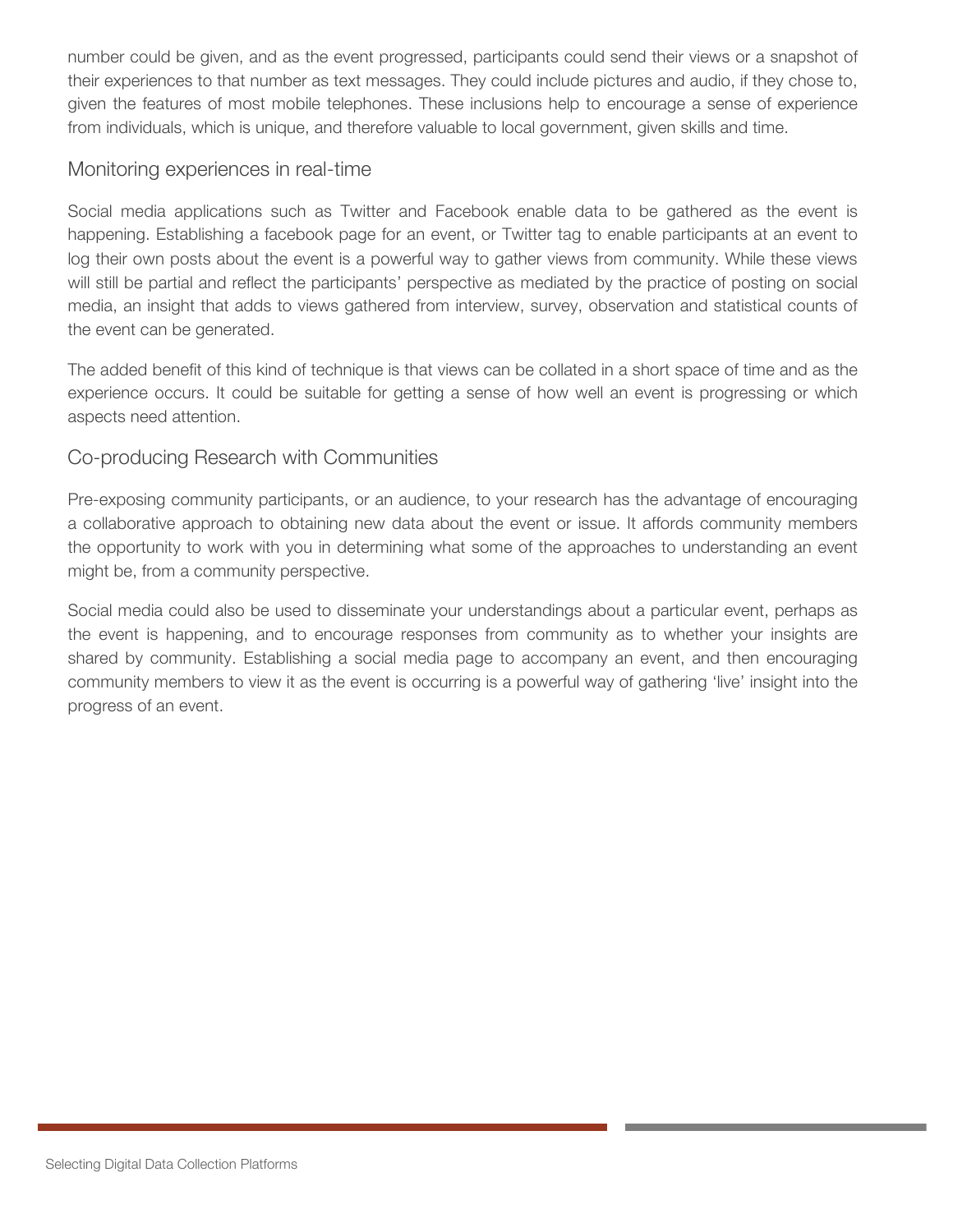number could be given, and as the event progressed, participants could send their views or a snapshot of their experiences to that number as text messages. They could include pictures and audio, if they chose to, given the features of most mobile telephones. These inclusions help to encourage a sense of experience from individuals, which is unique, and therefore valuable to local government, given skills and time.

## Monitoring experiences in real-time

Social media applications such as Twitter and Facebook enable data to be gathered as the event is happening. Establishing a facebook page for an event, or Twitter tag to enable participants at an event to log their own posts about the event is a powerful way to gather views from community. While these views will still be partial and reflect the participants' perspective as mediated by the practice of posting on social media, an insight that adds to views gathered from interview, survey, observation and statistical counts of the event can be generated.

The added benefit of this kind of technique is that views can be collated in a short space of time and as the experience occurs. It could be suitable for getting a sense of how well an event is progressing or which aspects need attention.

## Co-producing Research with Communities

Pre-exposing community participants, or an audience, to your research has the advantage of encouraging a collaborative approach to obtaining new data about the event or issue. It affords community members the opportunity to work with you in determining what some of the approaches to understanding an event might be, from a community perspective.

Social media could also be used to disseminate your understandings about a particular event, perhaps as the event is happening, and to encourage responses from community as to whether your insights are shared by community. Establishing a social media page to accompany an event, and then encouraging community members to view it as the event is occurring is a powerful way of gathering 'live' insight into the progress of an event.